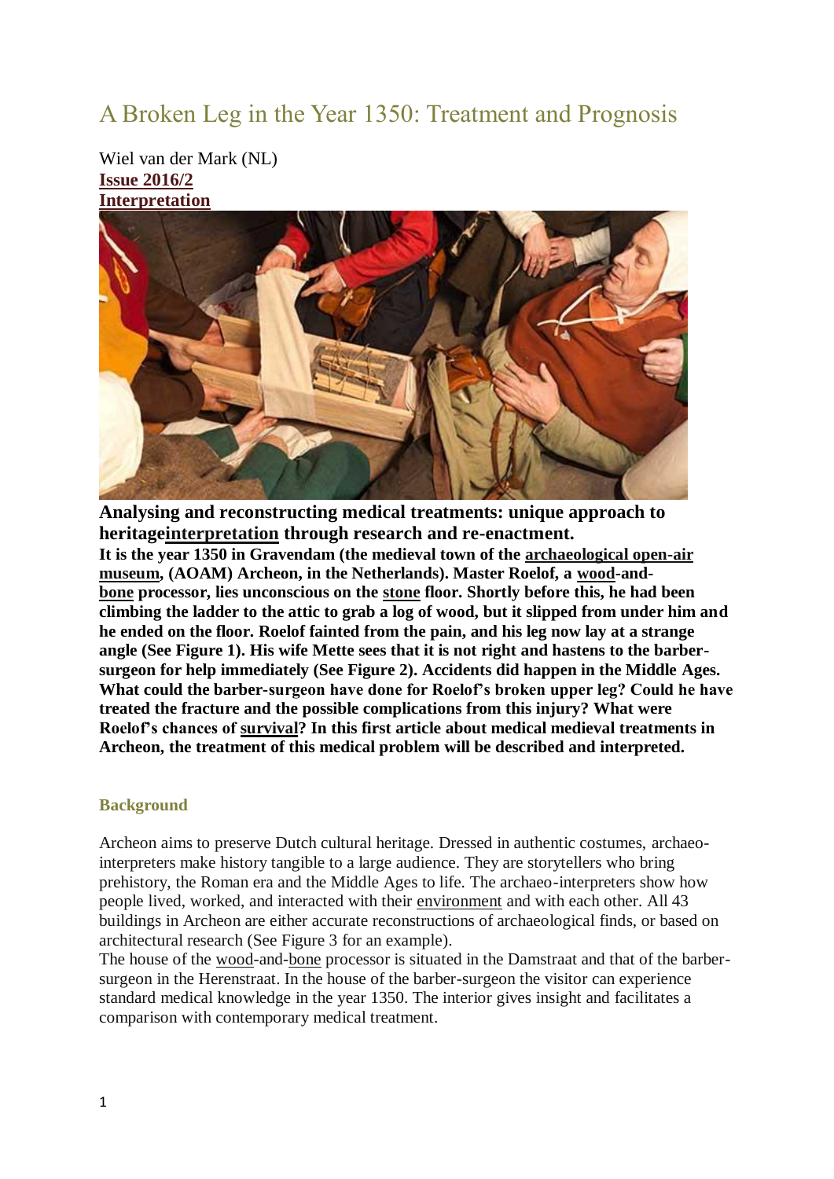# A Broken Leg in the Year 1350: Treatment and Prognosis

Wiel van der Mark (NL)
**Issue 2016/2**
**Interpretation**

**Analysing and reconstructing medical treatments: unique approach to heritageinterpretation through research and re-enactment.**
**It is the year 1350 in Gravendam (the medieval town of the archaeological open-air museum, (AOAM) Archeon, in the Netherlands). Master Roelof, a wood-and-bone processor, lies unconscious on the stone floor. Shortly before this, he had been climbing the ladder to the attic to grab a log of wood, but it slipped from under him and he ended on the floor. Roelof fainted from the pain, and his leg now lay at a strange angle (See Figure 1). His wife Mette sees that it is not right and hastens to the barber-surgeon for help immediately (See Figure 2). Accidents did happen in the Middle Ages. What could the barber-surgeon have done for Roelof's broken upper leg? Could he have treated the fracture and the possible complications from this injury? What were Roelof's chances of survival? In this first article about medical medieval treatments in Archeon, the treatment of this medical problem will be described and interpreted.**

## Background

Archeon aims to preserve Dutch cultural heritage. Dressed in authentic costumes, archaeo-interpreters make history tangible to a large audience. They are storytellers who bring prehistory, the Roman era and the Middle Ages to life. The archaeo-interpreters show how people lived, worked, and interacted with their environment and with each other. All 43 buildings in Archeon are either accurate reconstructions of archaeological finds, or based on architectural research (See Figure 3 for an example).
The house of the wood-and-bone processor is situated in the Damstraat and that of the barber-surgeon in the Herenstraat. In the house of the barber-surgeon the visitor can experience standard medical knowledge in the year 1350. The interior gives insight and facilitates a comparison with contemporary medical treatment.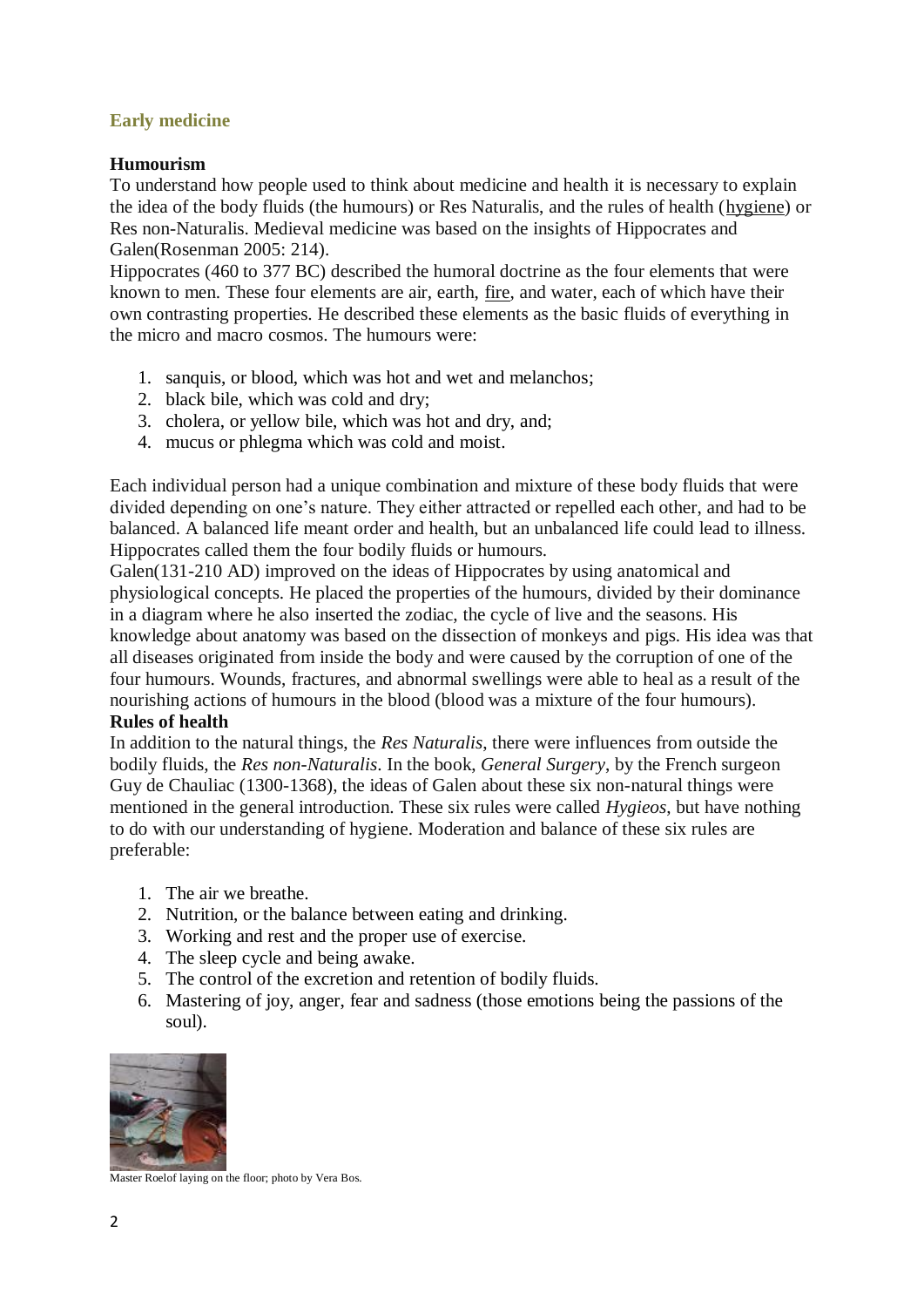## Early medicine

### Humourism

To understand how people used to think about medicine and health it is necessary to explain the idea of the body fluids (the humours) or Res Naturalis, and the rules of health (hygiene) or Res non-Naturalis. Medieval medicine was based on the insights of Hippocrates and Galen(Rosenman 2005: 214).

Hippocrates (460 to 377 BC) described the humoral doctrine as the four elements that were known to men. These four elements are air, earth, fire, and water, each of which have their own contrasting properties. He described these elements as the basic fluids of everything in the micro and macro cosmos. The humours were:

1. sanquis, or blood, which was hot and wet and melanchos;
2. black bile, which was cold and dry;
3. cholera, or yellow bile, which was hot and dry, and;
4. mucus or phlegma which was cold and moist.

Each individual person had a unique combination and mixture of these body fluids that were divided depending on one's nature. They either attracted or repelled each other, and had to be balanced. A balanced life meant order and health, but an unbalanced life could lead to illness. Hippocrates called them the four bodily fluids or humours.

Galen(131-210 AD) improved on the ideas of Hippocrates by using anatomical and physiological concepts. He placed the properties of the humours, divided by their dominance in a diagram where he also inserted the zodiac, the cycle of live and the seasons. His knowledge about anatomy was based on the dissection of monkeys and pigs. His idea was that all diseases originated from inside the body and were caused by the corruption of one of the four humours. Wounds, fractures, and abnormal swellings were able to heal as a result of the nourishing actions of humours in the blood (blood was a mixture of the four humours).

### Rules of health

In addition to the natural things, the *Res Naturalis*, there were influences from outside the bodily fluids, the *Res non-Naturalis*. In the book, *General Surgery*, by the French surgeon Guy de Chauliac (1300-1368), the ideas of Galen about these six non-natural things were mentioned in the general introduction. These six rules were called *Hygieos*, but have nothing to do with our understanding of hygiene. Moderation and balance of these six rules are preferable:

1. The air we breathe.
2. Nutrition, or the balance between eating and drinking.
3. Working and rest and the proper use of exercise.
4. The sleep cycle and being awake.
5. The control of the excretion and retention of bodily fluids.
6. Mastering of joy, anger, fear and sadness (those emotions being the passions of the soul).

Master Roelof laying on the floor; photo by Vera Bos.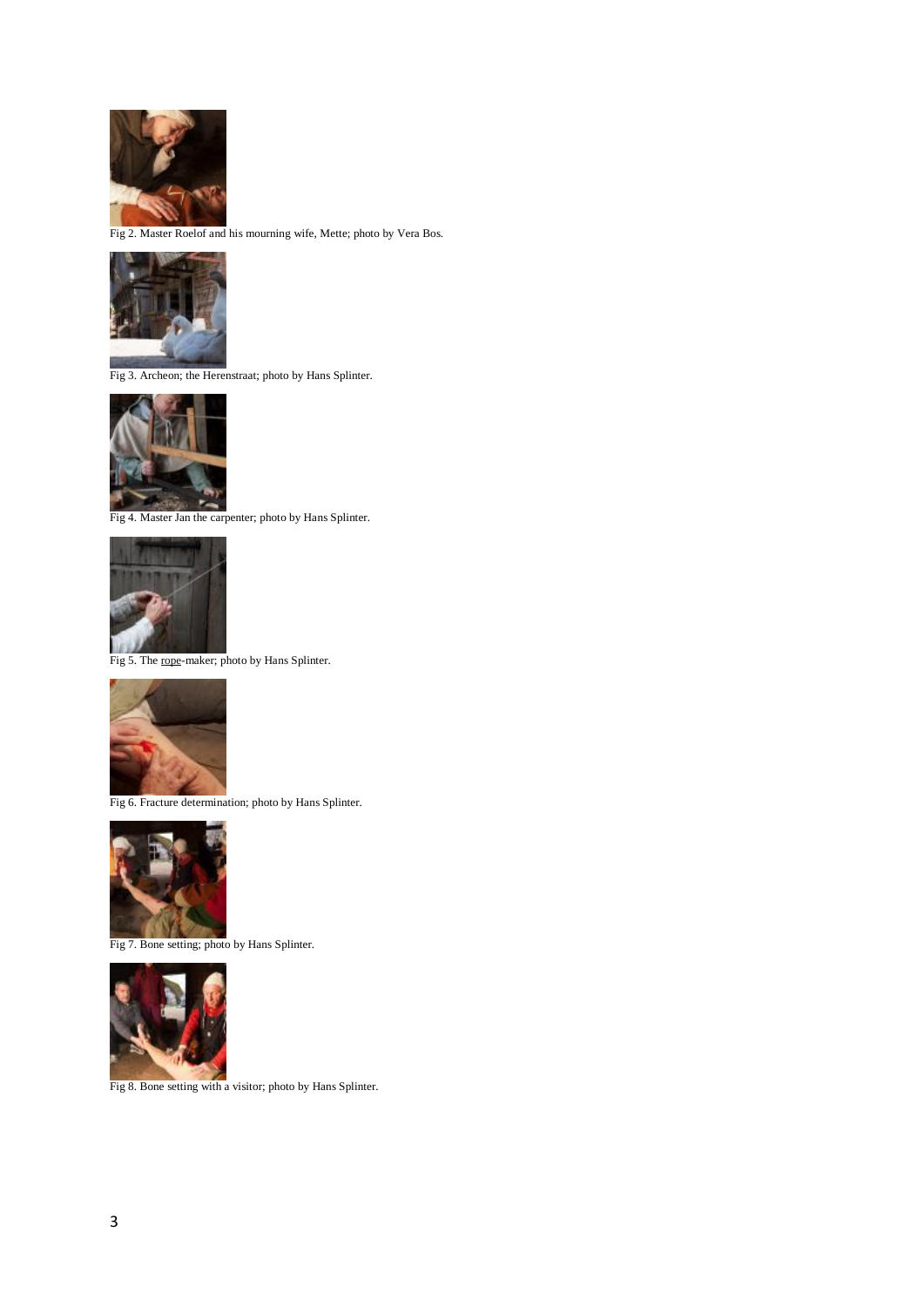Fig 2. Master Roelof and his mourning wife, Mette; photo by Vera Bos.

Fig 3. Archeon; the Herenstraat; photo by Hans Splinter.

Fig 4. Master Jan the carpenter; photo by Hans Splinter.

Fig 5. The rope-maker; photo by Hans Splinter.

Fig 6. Fracture determination; photo by Hans Splinter.

Fig 7. Bone setting; photo by Hans Splinter.

Fig 8. Bone setting with a visitor; photo by Hans Splinter.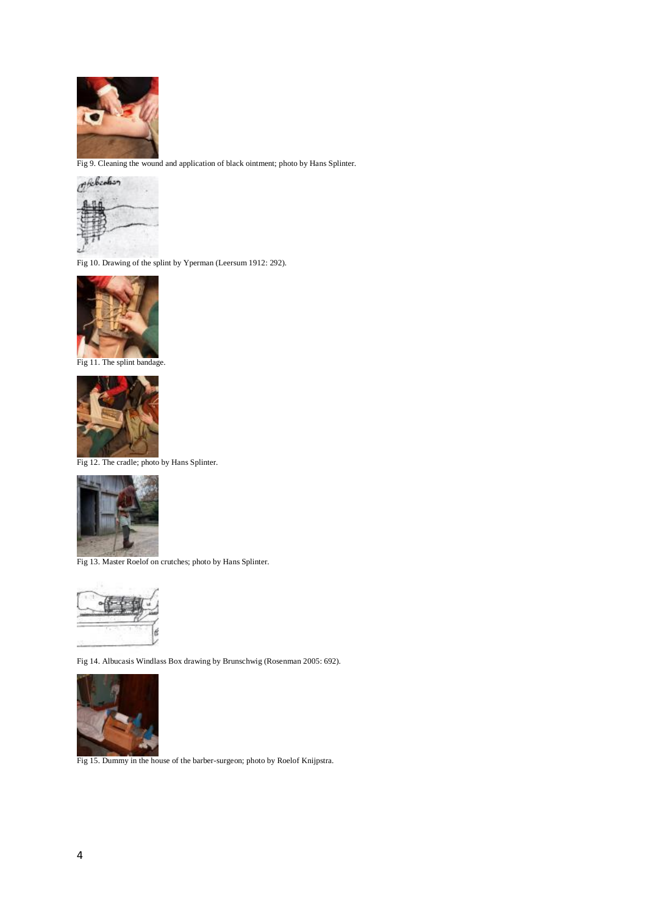Fig 9. Cleaning the wound and application of black ointment; photo by Hans Splinter.

Fig 10. Drawing of the splint by Yperman (Leersum 1912: 292).

Fig 11. The splint bandage.

Fig 12. The cradle; photo by Hans Splinter.

Fig 13. Master Roelof on crutches; photo by Hans Splinter.

Fig 14. Albucasis Windlass Box drawing by Brunschwig (Rosenman 2005: 692).

Fig 15. Dummy in the house of the barber-surgeon; photo by Roelof Knijpstra.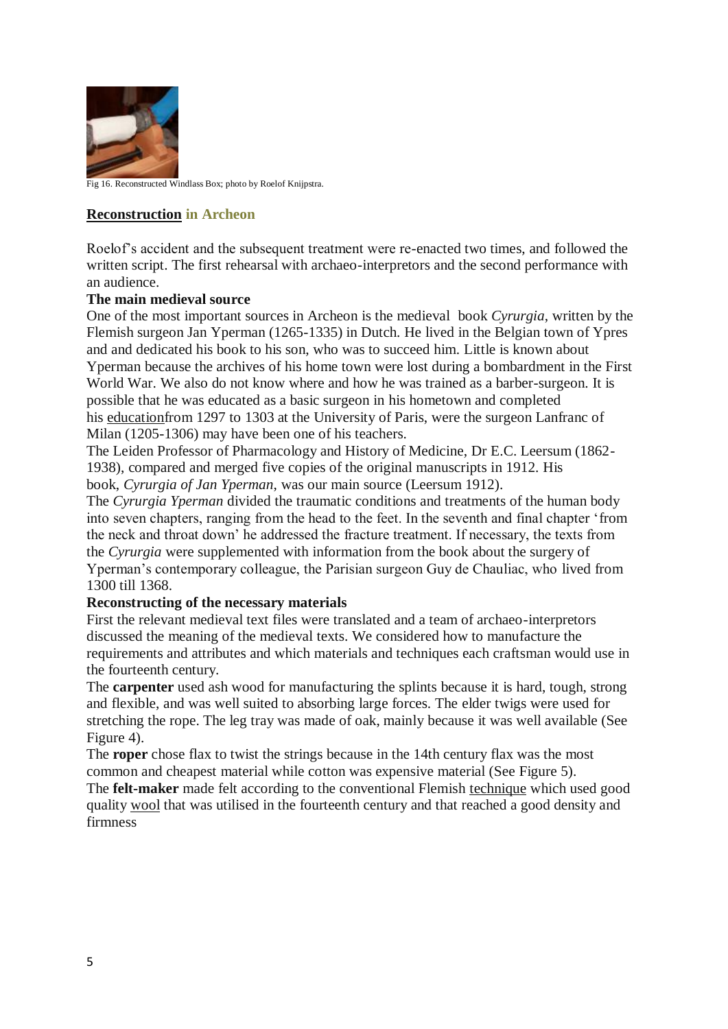Fig 16. Reconstructed Windlass Box; photo by Roelof Knijpstra.

## Reconstruction in Archeon

Roelof's accident and the subsequent treatment were re-enacted two times, and followed the written script. The first rehearsal with archaeo-interpretors and the second performance with an audience.

**The main medieval source**

One of the most important sources in Archeon is the medieval book *Cyrurgia*, written by the Flemish surgeon Jan Yperman (1265-1335) in Dutch. He lived in the Belgian town of Ypres and and dedicated his book to his son, who was to succeed him. Little is known about Yperman because the archives of his home town were lost during a bombardment in the First World War. We also do not know where and how he was trained as a barber-surgeon. It is possible that he was educated as a basic surgeon in his hometown and completed his educationfrom 1297 to 1303 at the University of Paris, were the surgeon Lanfranc of Milan (1205-1306) may have been one of his teachers.

The Leiden Professor of Pharmacology and History of Medicine, Dr E.C. Leersum (1862-1938), compared and merged five copies of the original manuscripts in 1912. His book, *Cyrurgia of Jan Yperman,* was our main source (Leersum 1912).

The *Cyrurgia Yperman* divided the traumatic conditions and treatments of the human body into seven chapters, ranging from the head to the feet. In the seventh and final chapter 'from the neck and throat down' he addressed the fracture treatment. If necessary, the texts from the *Cyrurgia* were supplemented with information from the book about the surgery of Yperman's contemporary colleague, the Parisian surgeon Guy de Chauliac, who lived from 1300 till 1368.

**Reconstructing of the necessary materials**

First the relevant medieval text files were translated and a team of archaeo-interpretors discussed the meaning of the medieval texts. We considered how to manufacture the requirements and attributes and which materials and techniques each craftsman would use in the fourteenth century.

The **carpenter** used ash wood for manufacturing the splints because it is hard, tough, strong and flexible, and was well suited to absorbing large forces. The elder twigs were used for stretching the rope. The leg tray was made of oak, mainly because it was well available (See Figure 4).

The **roper** chose flax to twist the strings because in the 14th century flax was the most common and cheapest material while cotton was expensive material (See Figure 5).

The **felt-maker** made felt according to the conventional Flemish technique which used good quality wool that was utilised in the fourteenth century and that reached a good density and firmness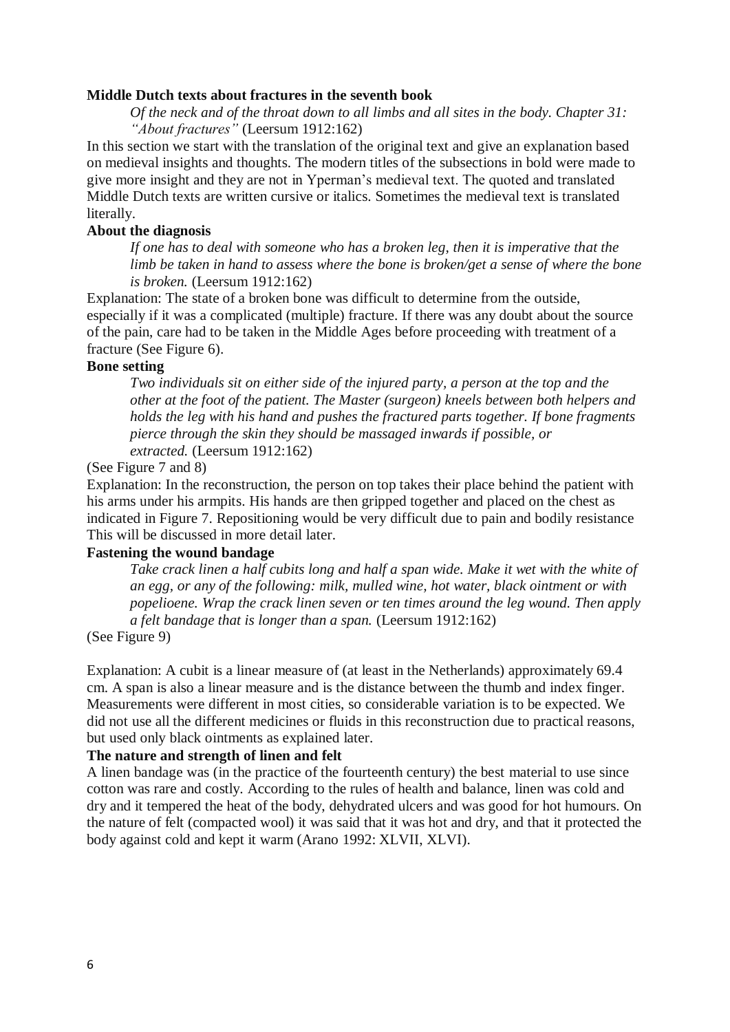**Middle Dutch texts about fractures in the seventh book**

> *Of the neck and of the throat down to all limbs and all sites in the body. Chapter 31: "About fractures"* (Leersum 1912:162)

In this section we start with the translation of the original text and give an explanation based on medieval insights and thoughts. The modern titles of the subsections in bold were made to give more insight and they are not in Yperman's medieval text. The quoted and translated Middle Dutch texts are written cursive or italics. Sometimes the medieval text is translated literally.

**About the diagnosis**

> *If one has to deal with someone who has a broken leg, then it is imperative that the limb be taken in hand to assess where the bone is broken/get a sense of where the bone is broken.* (Leersum 1912:162)

Explanation: The state of a broken bone was difficult to determine from the outside, especially if it was a complicated (multiple) fracture. If there was any doubt about the source of the pain, care had to be taken in the Middle Ages before proceeding with treatment of a fracture (See Figure 6).

**Bone setting**

> *Two individuals sit on either side of the injured party, a person at the top and the other at the foot of the patient. The Master (surgeon) kneels between both helpers and holds the leg with his hand and pushes the fractured parts together. If bone fragments pierce through the skin they should be massaged inwards if possible, or extracted.* (Leersum 1912:162)

(See Figure 7 and 8)

Explanation: In the reconstruction, the person on top takes their place behind the patient with his arms under his armpits. His hands are then gripped together and placed on the chest as indicated in Figure 7. Repositioning would be very difficult due to pain and bodily resistance This will be discussed in more detail later.

**Fastening the wound bandage**

> *Take crack linen a half cubits long and half a span wide. Make it wet with the white of an egg, or any of the following: milk, mulled wine, hot water, black ointment or with popelioene. Wrap the crack linen seven or ten times around the leg wound. Then apply a felt bandage that is longer than a span.* (Leersum 1912:162)

(See Figure 9)

Explanation: A cubit is a linear measure of (at least in the Netherlands) approximately 69.4 cm. A span is also a linear measure and is the distance between the thumb and index finger. Measurements were different in most cities, so considerable variation is to be expected. We did not use all the different medicines or fluids in this reconstruction due to practical reasons, but used only black ointments as explained later.

**The nature and strength of linen and felt**

A linen bandage was (in the practice of the fourteenth century) the best material to use since cotton was rare and costly. According to the rules of health and balance, linen was cold and dry and it tempered the heat of the body, dehydrated ulcers and was good for hot humours. On the nature of felt (compacted wool) it was said that it was hot and dry, and that it protected the body against cold and kept it warm (Arano 1992: XLVII, XLVI).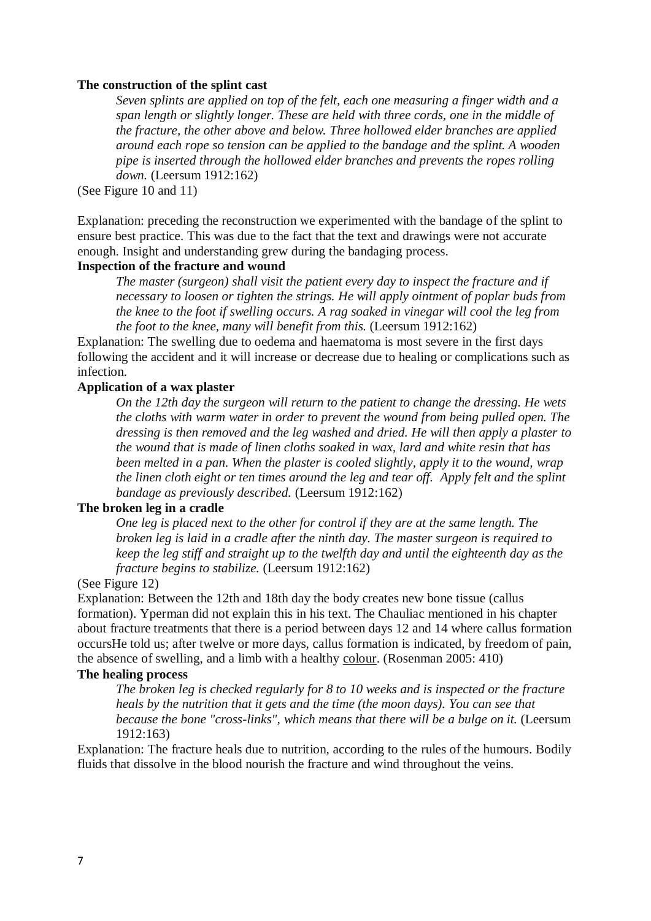**The construction of the splint cast**

> *Seven splints are applied on top of the felt, each one measuring a finger width and a span length or slightly longer. These are held with three cords, one in the middle of the fracture, the other above and below. Three hollowed elder branches are applied around each rope so tension can be applied to the bandage and the splint. A wooden pipe is inserted through the hollowed elder branches and prevents the ropes rolling down.* (Leersum 1912:162)

(See Figure 10 and 11)

Explanation: preceding the reconstruction we experimented with the bandage of the splint to ensure best practice. This was due to the fact that the text and drawings were not accurate enough. Insight and understanding grew during the bandaging process.

**Inspection of the fracture and wound**

> *The master (surgeon) shall visit the patient every day to inspect the fracture and if necessary to loosen or tighten the strings. He will apply ointment of poplar buds from the knee to the foot if swelling occurs. A rag soaked in vinegar will cool the leg from the foot to the knee, many will benefit from this.* (Leersum 1912:162)

Explanation: The swelling due to oedema and haematoma is most severe in the first days following the accident and it will increase or decrease due to healing or complications such as infection.

**Application of a wax plaster**

> *On the 12th day the surgeon will return to the patient to change the dressing. He wets the cloths with warm water in order to prevent the wound from being pulled open. The dressing is then removed and the leg washed and dried. He will then apply a plaster to the wound that is made of linen cloths soaked in wax, lard and white resin that has been melted in a pan. When the plaster is cooled slightly, apply it to the wound, wrap the linen cloth eight or ten times around the leg and tear off. Apply felt and the splint bandage as previously described.* (Leersum 1912:162)

**The broken leg in a cradle**

> *One leg is placed next to the other for control if they are at the same length. The broken leg is laid in a cradle after the ninth day. The master surgeon is required to keep the leg stiff and straight up to the twelfth day and until the eighteenth day as the fracture begins to stabilize.* (Leersum 1912:162)

(See Figure 12)

Explanation: Between the 12th and 18th day the body creates new bone tissue (callus formation). Yperman did not explain this in his text. The Chauliac mentioned in his chapter about fracture treatments that there is a period between days 12 and 14 where callus formation occursHe told us; after twelve or more days, callus formation is indicated, by freedom of pain, the absence of swelling, and a limb with a healthy colour. (Rosenman 2005: 410)

**The healing process**

> *The broken leg is checked regularly for 8 to 10 weeks and is inspected or the fracture heals by the nutrition that it gets and the time (the moon days). You can see that because the bone "cross-links", which means that there will be a bulge on it.* (Leersum 1912:163)

Explanation: The fracture heals due to nutrition, according to the rules of the humours. Bodily fluids that dissolve in the blood nourish the fracture and wind throughout the veins.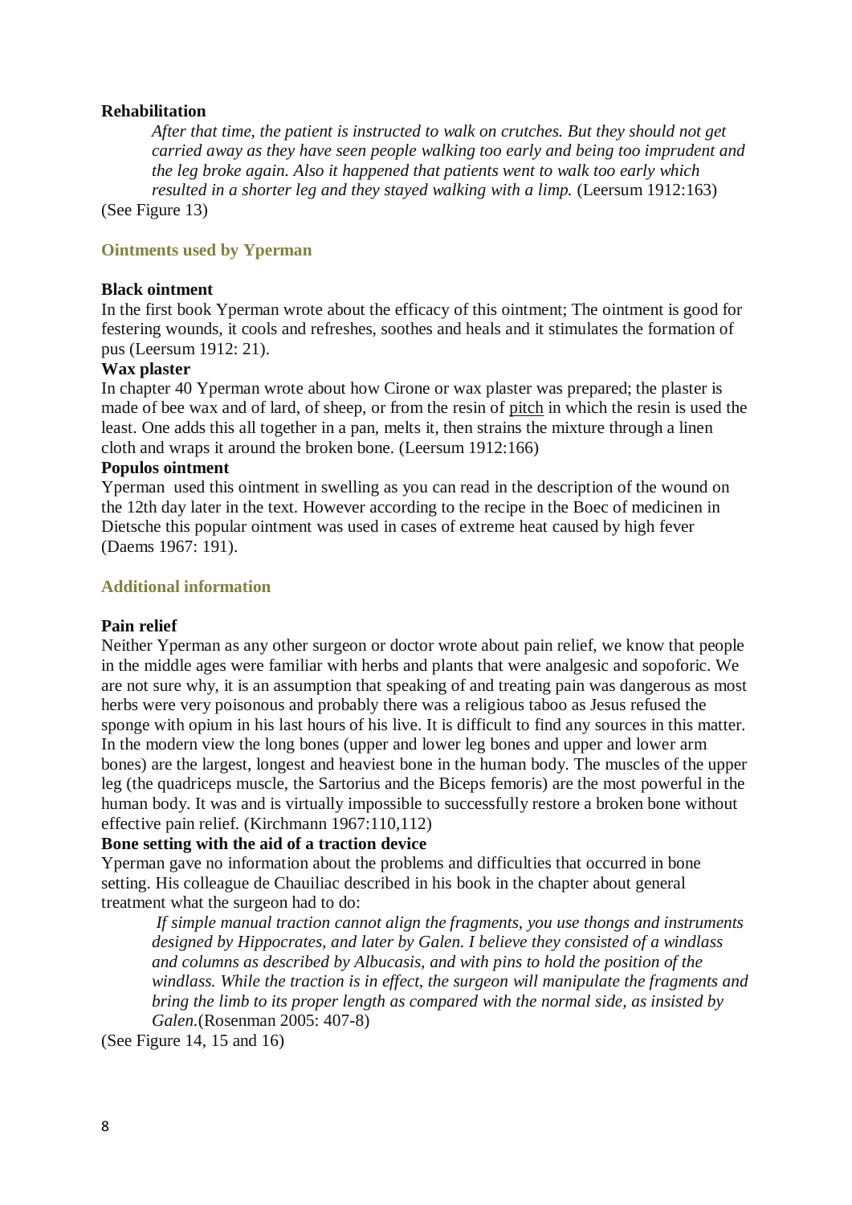**Rehabilitation**

> *After that time, the patient is instructed to walk on crutches. But they should not get carried away as they have seen people walking too early and being too imprudent and the leg broke again. Also it happened that patients went to walk too early which resulted in a shorter leg and they stayed walking with a limp.* (Leersum 1912:163)

(See Figure 13)

## Ointments used by Yperman

**Black ointment**

In the first book Yperman wrote about the efficacy of this ointment; The ointment is good for festering wounds, it cools and refreshes, soothes and heals and it stimulates the formation of pus (Leersum 1912: 21).

**Wax plaster**

In chapter 40 Yperman wrote about how Cirone or wax plaster was prepared; the plaster is made of bee wax and of lard, of sheep, or from the resin of pitch in which the resin is used the least. One adds this all together in a pan, melts it, then strains the mixture through a linen cloth and wraps it around the broken bone. (Leersum 1912:166)

**Populos ointment**

Yperman used this ointment in swelling as you can read in the description of the wound on the 12th day later in the text. However according to the recipe in the Boec of medicinen in Dietsche this popular ointment was used in cases of extreme heat caused by high fever (Daems 1967: 191).

## Additional information

**Pain relief**

Neither Yperman as any other surgeon or doctor wrote about pain relief, we know that people in the middle ages were familiar with herbs and plants that were analgesic and sopoforic. We are not sure why, it is an assumption that speaking of and treating pain was dangerous as most herbs were very poisonous and probably there was a religious taboo as Jesus refused the sponge with opium in his last hours of his live. It is difficult to find any sources in this matter. In the modern view the long bones (upper and lower leg bones and upper and lower arm bones) are the largest, longest and heaviest bone in the human body. The muscles of the upper leg (the quadriceps muscle, the Sartorius and the Biceps femoris) are the most powerful in the human body. It was and is virtually impossible to successfully restore a broken bone without effective pain relief. (Kirchmann 1967:110,112)

**Bone setting with the aid of a traction device**

Yperman gave no information about the problems and difficulties that occurred in bone setting. His colleague de Chauiliac described in his book in the chapter about general treatment what the surgeon had to do:

> *If simple manual traction cannot align the fragments, you use thongs and instruments designed by Hippocrates, and later by Galen. I believe they consisted of a windlass and columns as described by Albucasis, and with pins to hold the position of the windlass. While the traction is in effect, the surgeon will manipulate the fragments and bring the limb to its proper length as compared with the normal side, as insisted by Galen.*(Rosenman 2005: 407-8)

(See Figure 14, 15 and 16)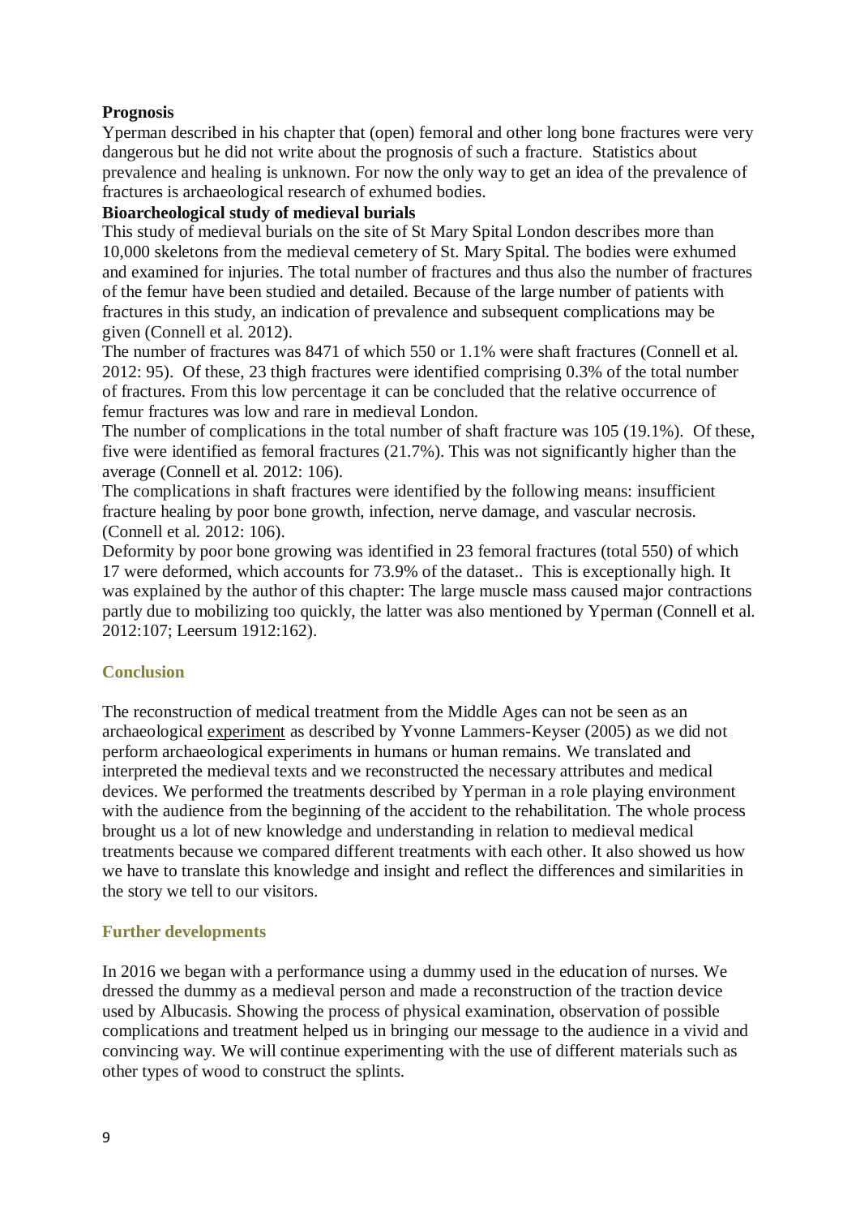**Prognosis**

Yperman described in his chapter that (open) femoral and other long bone fractures were very dangerous but he did not write about the prognosis of such a fracture. Statistics about prevalence and healing is unknown. For now the only way to get an idea of the prevalence of fractures is archaeological research of exhumed bodies.

**Bioarcheological study of medieval burials**

This study of medieval burials on the site of St Mary Spital London describes more than 10,000 skeletons from the medieval cemetery of St. Mary Spital. The bodies were exhumed and examined for injuries. The total number of fractures and thus also the number of fractures of the femur have been studied and detailed. Because of the large number of patients with fractures in this study, an indication of prevalence and subsequent complications may be given (Connell et al. 2012).

The number of fractures was 8471 of which 550 or 1.1% were shaft fractures (Connell et al. 2012: 95). Of these, 23 thigh fractures were identified comprising 0.3% of the total number of fractures. From this low percentage it can be concluded that the relative occurrence of femur fractures was low and rare in medieval London.

The number of complications in the total number of shaft fracture was 105 (19.1%). Of these, five were identified as femoral fractures (21.7%). This was not significantly higher than the average (Connell et al. 2012: 106).

The complications in shaft fractures were identified by the following means: insufficient fracture healing by poor bone growth, infection, nerve damage, and vascular necrosis. (Connell et al. 2012: 106).

Deformity by poor bone growing was identified in 23 femoral fractures (total 550) of which 17 were deformed, which accounts for 73.9% of the dataset.. This is exceptionally high. It was explained by the author of this chapter: The large muscle mass caused major contractions partly due to mobilizing too quickly, the latter was also mentioned by Yperman (Connell et al. 2012:107; Leersum 1912:162).

## Conclusion

The reconstruction of medical treatment from the Middle Ages can not be seen as an archaeological experiment as described by Yvonne Lammers-Keyser (2005) as we did not perform archaeological experiments in humans or human remains. We translated and interpreted the medieval texts and we reconstructed the necessary attributes and medical devices. We performed the treatments described by Yperman in a role playing environment with the audience from the beginning of the accident to the rehabilitation. The whole process brought us a lot of new knowledge and understanding in relation to medieval medical treatments because we compared different treatments with each other. It also showed us how we have to translate this knowledge and insight and reflect the differences and similarities in the story we tell to our visitors.

## Further developments

In 2016 we began with a performance using a dummy used in the education of nurses. We dressed the dummy as a medieval person and made a reconstruction of the traction device used by Albucasis. Showing the process of physical examination, observation of possible complications and treatment helped us in bringing our message to the audience in a vivid and convincing way. We will continue experimenting with the use of different materials such as other types of wood to construct the splints.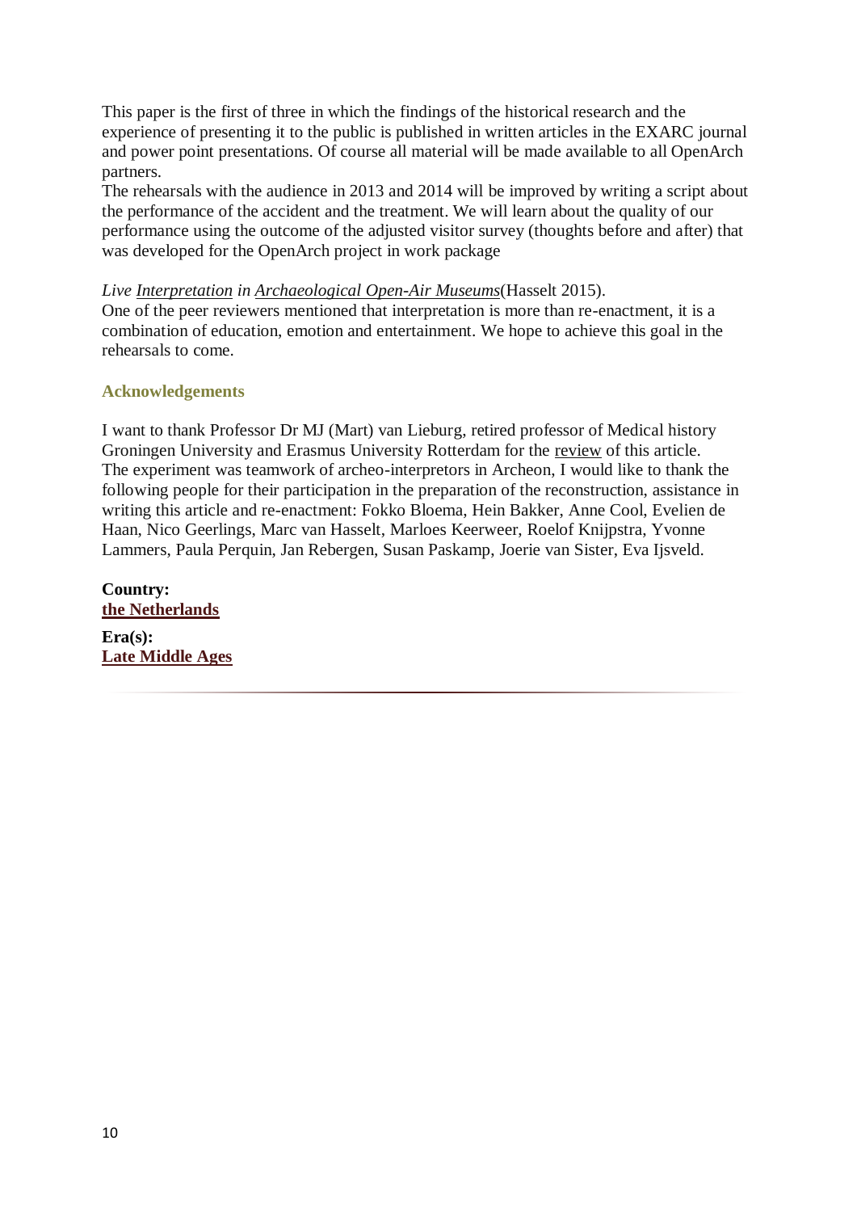This paper is the first of three in which the findings of the historical research and the experience of presenting it to the public is published in written articles in the EXARC journal and power point presentations. Of course all material will be made available to all OpenArch partners.
The rehearsals with the audience in 2013 and 2014 will be improved by writing a script about the performance of the accident and the treatment. We will learn about the quality of our performance using the outcome of the adjusted visitor survey (thoughts before and after) that was developed for the OpenArch project in work package

*Live Interpretation in Archaeological Open-Air Museums*(Hasselt 2015).
One of the peer reviewers mentioned that interpretation is more than re-enactment, it is a combination of education, emotion and entertainment. We hope to achieve this goal in the rehearsals to come.

### Acknowledgements

I want to thank Professor Dr MJ (Mart) van Lieburg, retired professor of Medical history Groningen University and Erasmus University Rotterdam for the review of this article.
The experiment was teamwork of archeo-interpretors in Archeon, I would like to thank the following people for their participation in the preparation of the reconstruction, assistance in writing this article and re-enactment: Fokko Bloema, Hein Bakker, Anne Cool, Evelien de Haan, Nico Geerlings, Marc van Hasselt, Marloes Keerweer, Roelof Knijpstra, Yvonne Lammers, Paula Perquin, Jan Rebergen, Susan Paskamp, Joerie van Sister, Eva Ijsveld.

**Country:**
**the Netherlands**

**Era(s):**
**Late Middle Ages**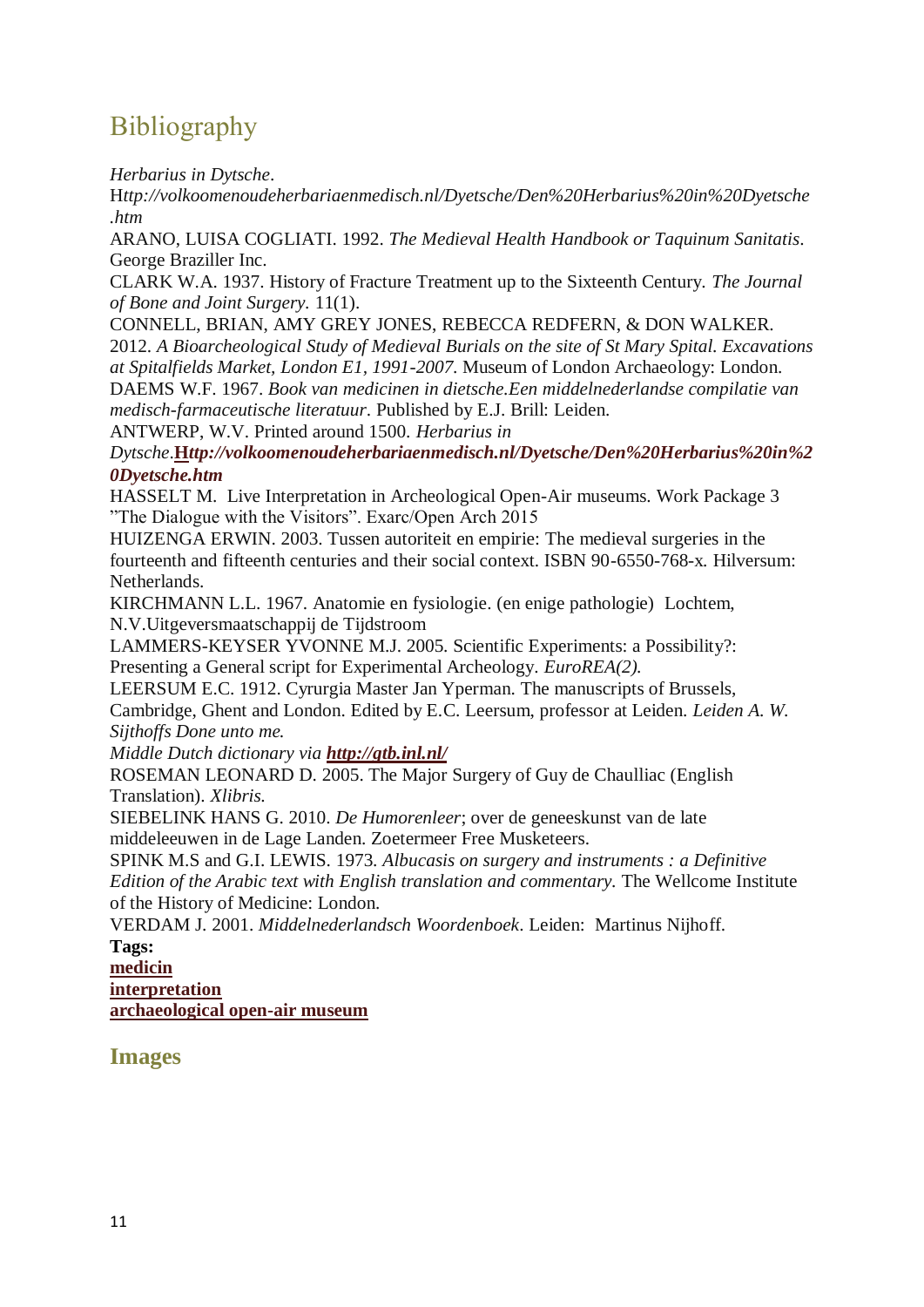# Bibliography

*Herbarius in Dytsche*.
H*ttp://volkoomenoudeherbariaenmedisch.nl/Dyetsche/Den%20Herbarius%20in%20Dyetsche.htm*

ARANO, LUISA COGLIATI. 1992. *The Medieval Health Handbook or Taquinum Sanitatis*. George Braziller Inc.

CLARK W.A. 1937. History of Fracture Treatment up to the Sixteenth Century. *The Journal of Bone and Joint Surgery.* 11(1).

CONNELL, BRIAN, AMY GREY JONES, REBECCA REDFERN, & DON WALKER. 2012. *A Bioarcheological Study of Medieval Burials on the site of St Mary Spital. Excavations at Spitalfields Market, London E1, 1991-2007.* Museum of London Archaeology: London.

DAEMS W.F. 1967. *Book van medicinen in dietsche.Een middelnederlandse compilatie van medisch-farmaceutische literatuur.* Published by E.J. Brill: Leiden.

ANTWERP, W.V. Printed around 1500. *Herbarius in Dytsche*.**H*ttp://volkoomenoudeherbariaenmedisch.nl/Dyetsche/Den%20Herbarius%20in%20Dyetsche.htm***

HASSELT M. Live Interpretation in Archeological Open-Air museums. Work Package 3 "The Dialogue with the Visitors". Exarc/Open Arch 2015

HUIZENGA ERWIN. 2003. Tussen autoriteit en empirie: The medieval surgeries in the fourteenth and fifteenth centuries and their social context. ISBN 90-6550-768-x. Hilversum: Netherlands.

KIRCHMANN L.L. 1967. Anatomie en fysiologie. (en enige pathologie) Lochtem, N.V.Uitgeversmaatschappij de Tijdstroom

LAMMERS-KEYSER YVONNE M.J. 2005. Scientific Experiments: a Possibility?: Presenting a General script for Experimental Archeology. *EuroREA(2).*

LEERSUM E.C. 1912. Cyrurgia Master Jan Yperman. The manuscripts of Brussels, Cambridge, Ghent and London. Edited by E.C. Leersum, professor at Leiden. *Leiden A. W. Sijthoffs Done unto me.*

*Middle Dutch dictionary via* ***http://gtb.inl.nl/***

ROSEMAN LEONARD D. 2005. The Major Surgery of Guy de Chaulliac (English Translation). *Xlibris.*

SIEBELINK HANS G. 2010. *De Humorenleer*; over de geneeskunst van de late middeleeuwen in de Lage Landen. Zoetermeer Free Musketeers.

SPINK M.S and G.I. LEWIS. 1973. *Albucasis on surgery and instruments : a Definitive Edition of the Arabic text with English translation and commentary.* The Wellcome Institute of the History of Medicine: London.

VERDAM J. 2001. *Middelnederlandsch Woordenboek*. Leiden: Martinus Nijhoff.

**Tags:**
**medicin**
**interpretation**
**archaeological open-air museum**

## Images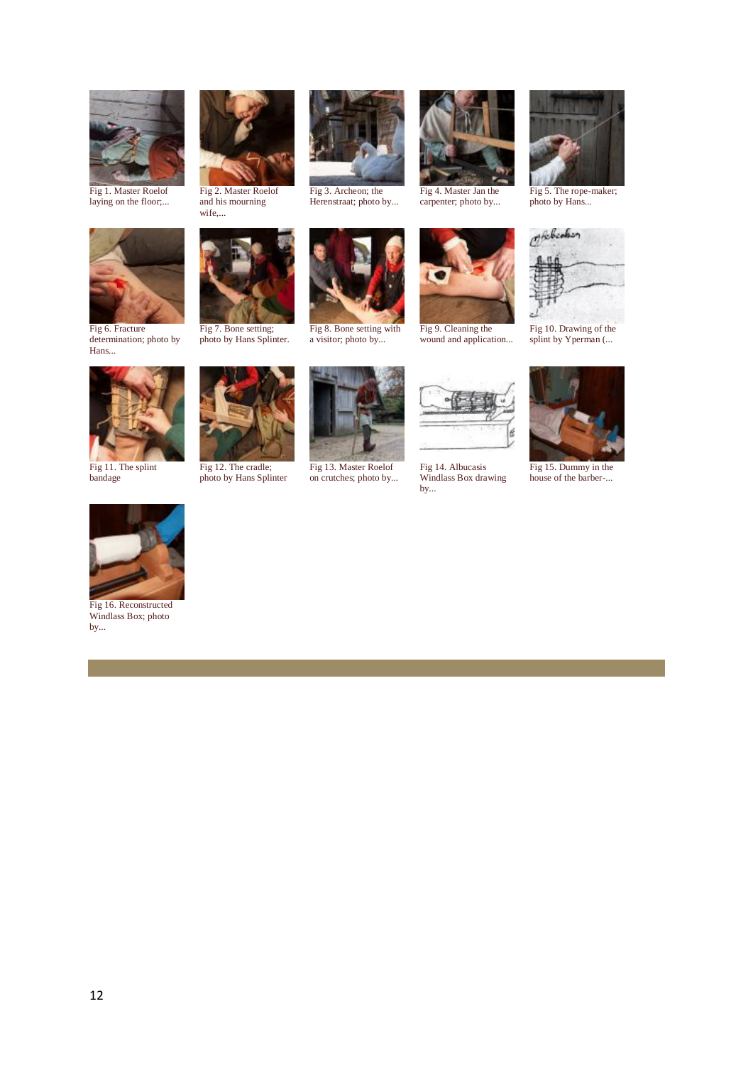Fig 1. Master Roelof laying on the floor;...

Fig 2. Master Roelof and his mourning wife,...

Fig 3. Archeon; the Herenstraat; photo by...

Fig 4. Master Jan the carpenter; photo by...

Fig 5. The rope-maker; photo by Hans...

Fig 6. Fracture determination; photo by Hans...

Fig 7. Bone setting; photo by Hans Splinter.

Fig 8. Bone setting with a visitor; photo by...

Fig 9. Cleaning the wound and application...

Fig 10. Drawing of the splint by Yperman (...

Fig 11. The splint bandage

Fig 12. The cradle; photo by Hans Splinter

Fig 13. Master Roelof on crutches; photo by...

Fig 14. Albucasis Windlass Box drawing by...

Fig 15. Dummy in the house of the barber-...

Fig 16. Reconstructed Windlass Box; photo by...